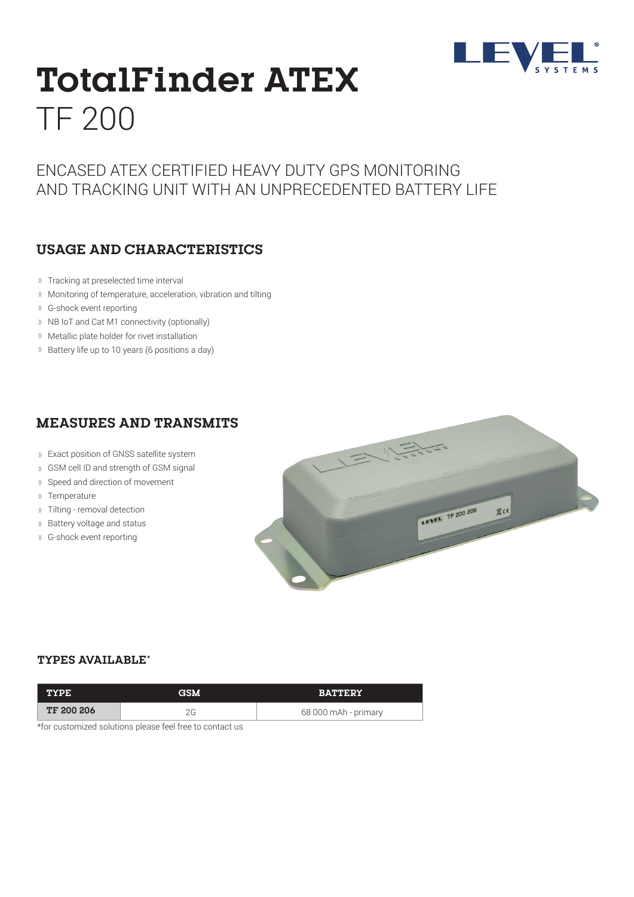# TotalFinder ATEX
# TF 200

## ENCASED ATEX CERTIFIED HEAVY DUTY GPS MONITORING AND TRACKING UNIT WITH AN UNPRECEDENTED BATTERY LIFE

### USAGE AND CHARACTERISTICS

- Tracking at preselected time interval
- Monitoring of temperature, acceleration, vibration and tilting
- G-shock event reporting
- NB IoT and Cat M1 connectivity (optionally)
- Metallic plate holder for rivet installation
- Battery life up to 10 years (6 positions a day)

### MEASURES AND TRANSMITS

- Exact position of GNSS satellite system
- GSM cell ID and strength of GSM signal
- Speed and direction of movement
- Temperature
- Tilting - removal detection
- Battery voltage and status
- G-shock event reporting

#### TYPES AVAILABLE*

| TYPE | GSM | BATTERY |
|---|---|---|
| **TF 200 206** | 2G | 68 000 mAh - primary |

*for customized solutions please feel free to contact us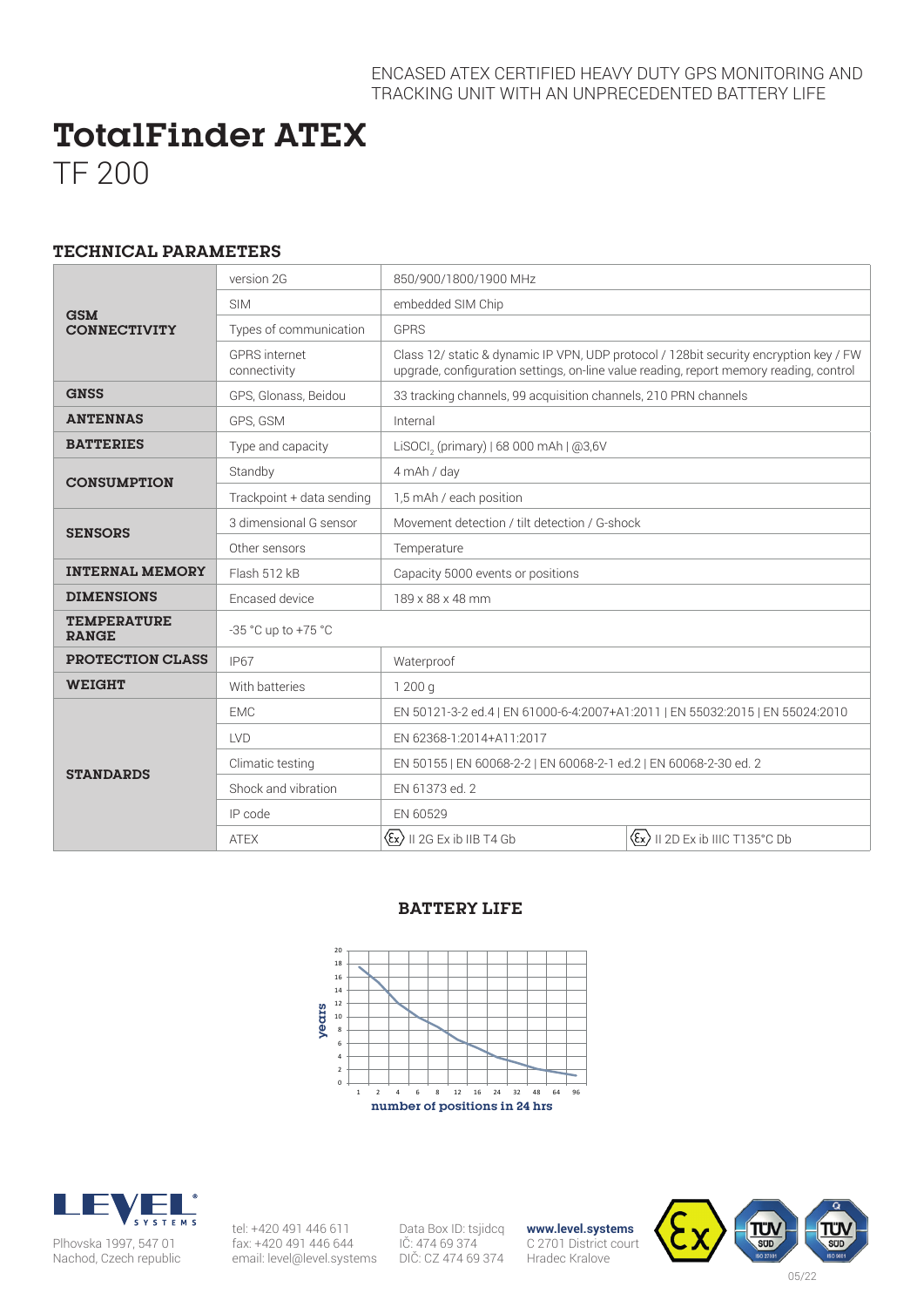ENCASED ATEX CERTIFIED HEAVY DUTY GPS MONITORING AND TRACKING UNIT WITH AN UNPRECEDENTED BATTERY LIFE

# TotalFinder ATEX

## TF 200

### TECHNICAL PARAMETERS

| | | | |
|---|---|---|---|
| **GSM CONNECTIVITY** | version 2G | 850/900/1800/1900 MHz | |
| | SIM | embedded SIM Chip | |
| | Types of communication | GPRS | |
| | GPRS internet connectivity | Class 12/ static & dynamic IP VPN, UDP protocol / 128bit security encryption key / FW upgrade, configuration settings, on-line value reading, report memory reading, control | |
| **GNSS** | GPS, Glonass, Beidou | 33 tracking channels, 99 acquisition channels, 210 PRN channels | |
| **ANTENNAS** | GPS, GSM | Internal | |
| **BATTERIES** | Type and capacity | $LiSOCl_2$ (primary) \| 68 000 mAh \| @3,6V | |
| **CONSUMPTION** | Standby | 4 mAh / day | |
| | Trackpoint + data sending | 1,5 mAh / each position | |
| **SENSORS** | 3 dimensional G sensor | Movement detection / tilt detection / G-shock | |
| | Other sensors | Temperature | |
| **INTERNAL MEMORY** | Flash 512 kB | Capacity 5000 events or positions | |
| **DIMENSIONS** | Encased device | 189 x 88 x 48 mm | |
| **TEMPERATURE RANGE** | -35 °C up to +75 °C | | |
| **PROTECTION CLASS** | IP67 | Waterproof | |
| **WEIGHT** | With batteries | 1 200 g | |
| **STANDARDS** | EMC | EN 50121-3-2 ed.4 \| EN 61000-6-4:2007+A1:2011 \| EN 55032:2015 \| EN 55024:2010 | |
| | LVD | EN 62368-1:2014+A11:2017 | |
| | Climatic testing | EN 50155 \| EN 60068-2-2 \| EN 60068-2-1 ed.2 \| EN 60068-2-30 ed. 2 | |
| | Shock and vibration | EN 61373 ed. 2 | |
| | IP code | EN 60529 | |
| | ATEX | Ex II 2G Ex ib IIB T4 Gb | Ex II 2D Ex ib IIIC T135°C Db |

### BATTERY LIFE

years

0 2 4 6 8 10 12 14 16 18 20

1 2 4 6 8 12 16 24 32 48 64 96

number of positions in 24 hrs

LEVEL SYSTEMS

Plhovska 1997, 547 01
Nachod, Czech republic

tel: +420 491 446 611
fax: +420 491 446 644
email: level@level.systems

Data Box ID: tsjidcq
IČ: 474 69 374
DIČ: CZ 474 69 374

**www.level.systems**
C 2701 District court
Hradec Kralove

05/22